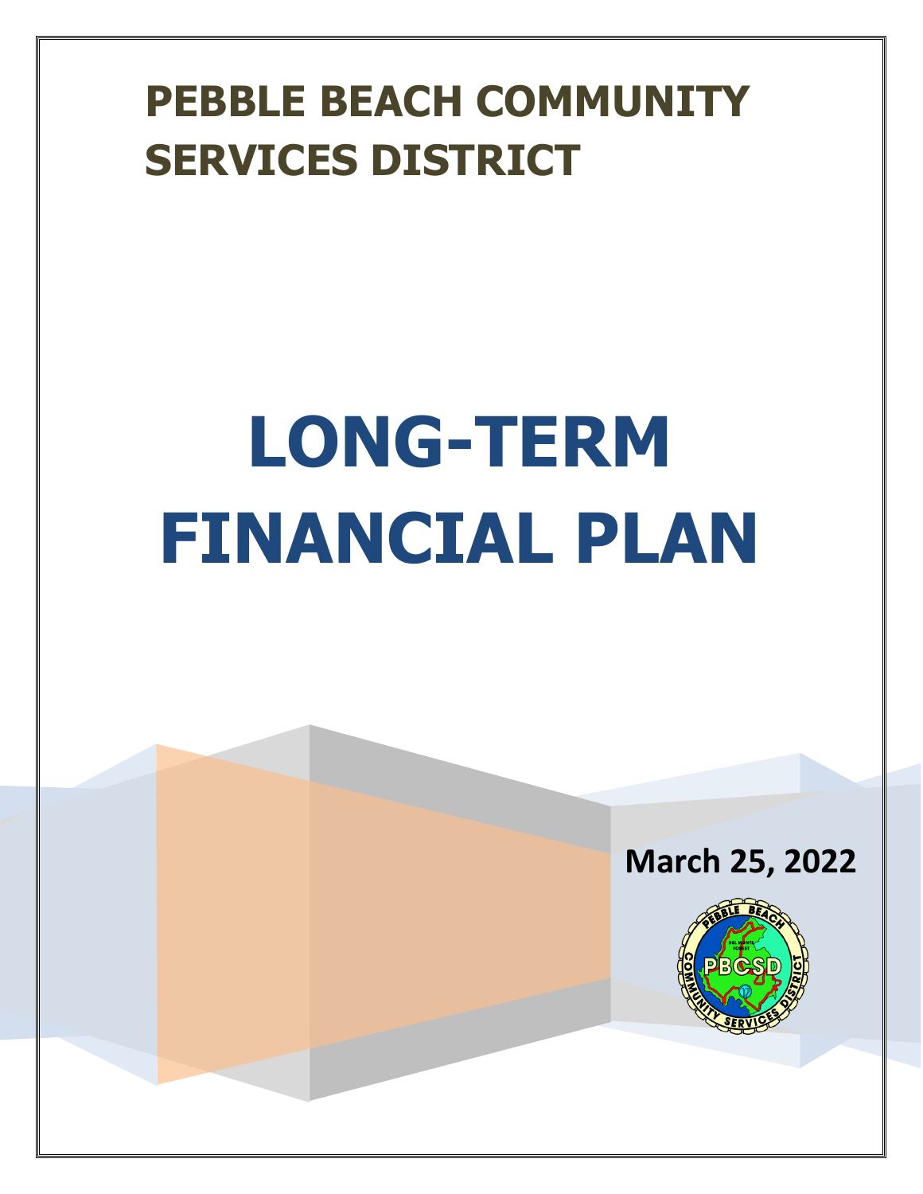# PEBBLE BEACH COMMUNITY SERVICES DISTRICT

# LONG-TERM FINANCIAL PLAN

**March 25, 2022**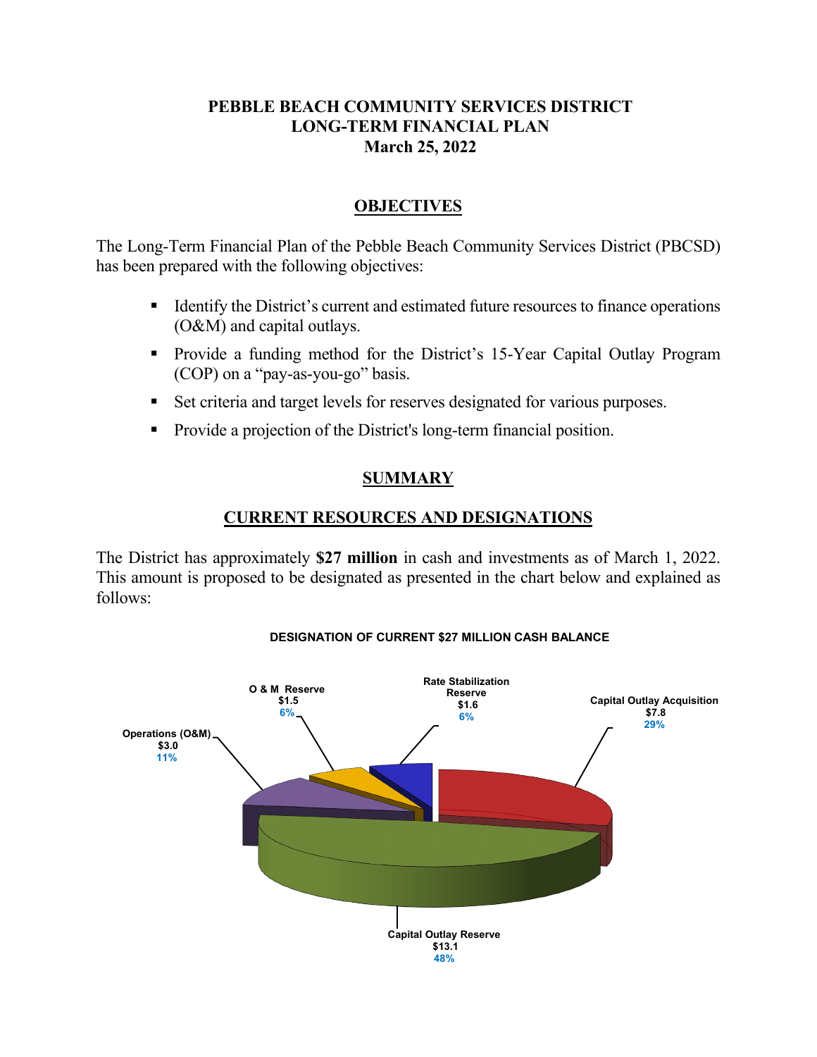# PEBBLE BEACH COMMUNITY SERVICES DISTRICT
# LONG-TERM FINANCIAL PLAN
# March 25, 2022

## OBJECTIVES

The Long-Term Financial Plan of the Pebble Beach Community Services District (PBCSD) has been prepared with the following objectives:

- Identify the District's current and estimated future resources to finance operations (O&M) and capital outlays.
- Provide a funding method for the District's 15-Year Capital Outlay Program (COP) on a "pay-as-you-go" basis.
- Set criteria and target levels for reserves designated for various purposes.
- Provide a projection of the District's long-term financial position.

## SUMMARY

## CURRENT RESOURCES AND DESIGNATIONS

The District has approximately **$27 million** in cash and investments as of March 1, 2022. This amount is proposed to be designated as presented in the chart below and explained as follows:

**DESIGNATION OF CURRENT $27 MILLION CASH BALANCE**

| Designation | Amount ($ millions) | Percent |
|---|---|---|
| Operations (O&M) | $3.0 | 11% |
| O & M Reserve | $1.5 | 6% |
| Rate Stabilization Reserve | $1.6 | 6% |
| Capital Outlay Acquisition | $7.8 | 29% |
| Capital Outlay Reserve | $13.1 | 48% |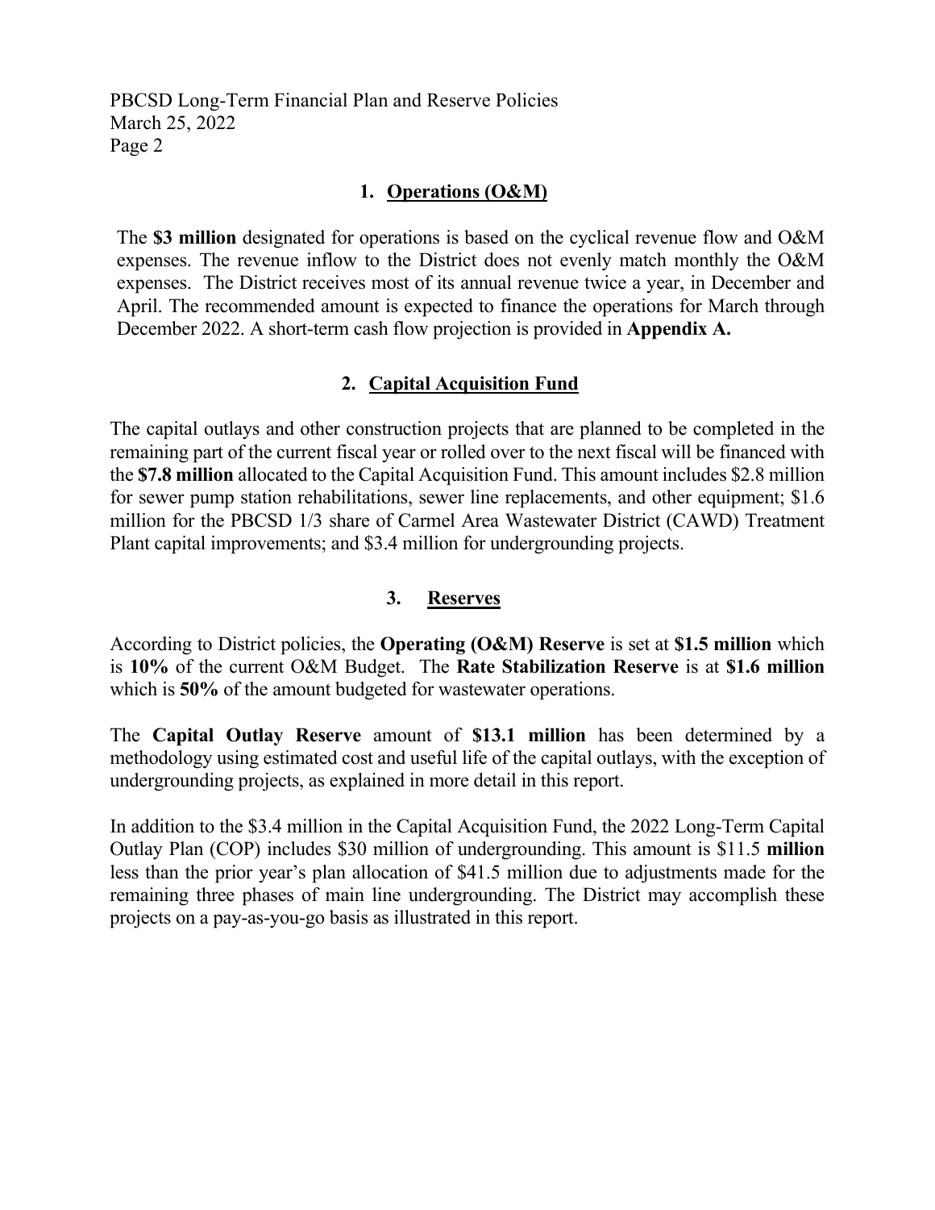## 1. Operations (O&M)

The **$3 million** designated for operations is based on the cyclical revenue flow and O&M expenses. The revenue inflow to the District does not evenly match monthly the O&M expenses. The District receives most of its annual revenue twice a year, in December and April. The recommended amount is expected to finance the operations for March through December 2022. A short-term cash flow projection is provided in **Appendix A.**

## 2. Capital Acquisition Fund

The capital outlays and other construction projects that are planned to be completed in the remaining part of the current fiscal year or rolled over to the next fiscal will be financed with the **$7.8 million** allocated to the Capital Acquisition Fund. This amount includes $2.8 million for sewer pump station rehabilitations, sewer line replacements, and other equipment; $1.6 million for the PBCSD 1/3 share of Carmel Area Wastewater District (CAWD) Treatment Plant capital improvements; and $3.4 million for undergrounding projects.

## 3. Reserves

According to District policies, the **Operating (O&M) Reserve** is set at **$1.5 million** which is **10%** of the current O&M Budget. The **Rate Stabilization Reserve** is at **$1.6 million** which is **50%** of the amount budgeted for wastewater operations.

The **Capital Outlay Reserve** amount of **$13.1 million** has been determined by a methodology using estimated cost and useful life of the capital outlays, with the exception of undergrounding projects, as explained in more detail in this report.

In addition to the $3.4 million in the Capital Acquisition Fund, the 2022 Long-Term Capital Outlay Plan (COP) includes $30 million of undergrounding. This amount is $11.5 **million** less than the prior year's plan allocation of $41.5 million due to adjustments made for the remaining three phases of main line undergrounding. The District may accomplish these projects on a pay-as-you-go basis as illustrated in this report.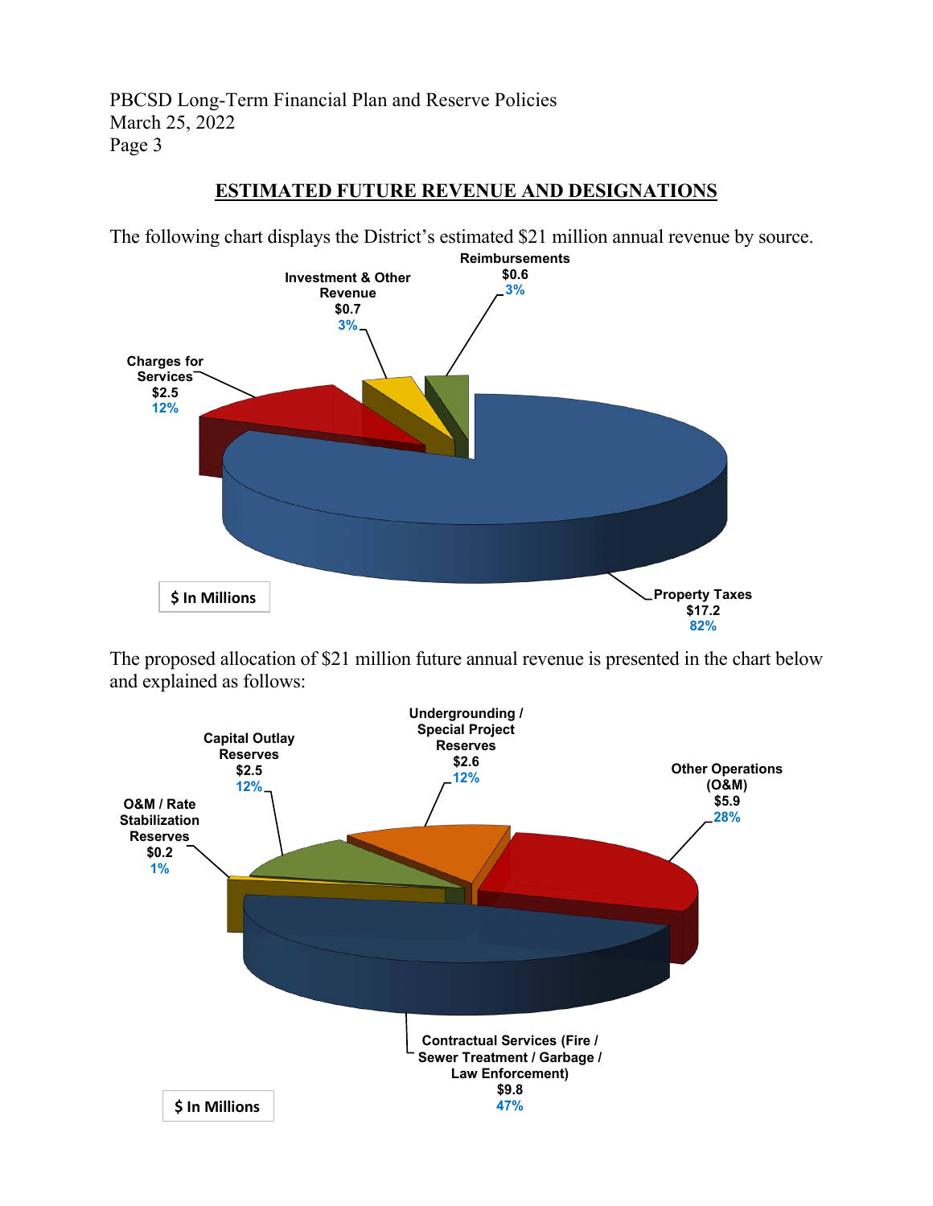## ESTIMATED FUTURE REVENUE AND DESIGNATIONS

The following chart displays the District's estimated $21 million annual revenue by source.

Reimbursements
$0.6
3%

Investment & Other Revenue
$0.7
3%

Charges for Services
$2.5
12%

$ In Millions

Property Taxes
$17.2
82%

The proposed allocation of $21 million future annual revenue is presented in the chart below and explained as follows:

Undergrounding / Special Project Reserves
$2.6
12%

Capital Outlay Reserves
$2.5
12%

Other Operations (O&M)
$5.9
28%

O&M / Rate Stabilization Reserves
$0.2
1%

Contractual Services (Fire / Sewer Treatment / Garbage / Law Enforcement)
$9.8
47%

$ In Millions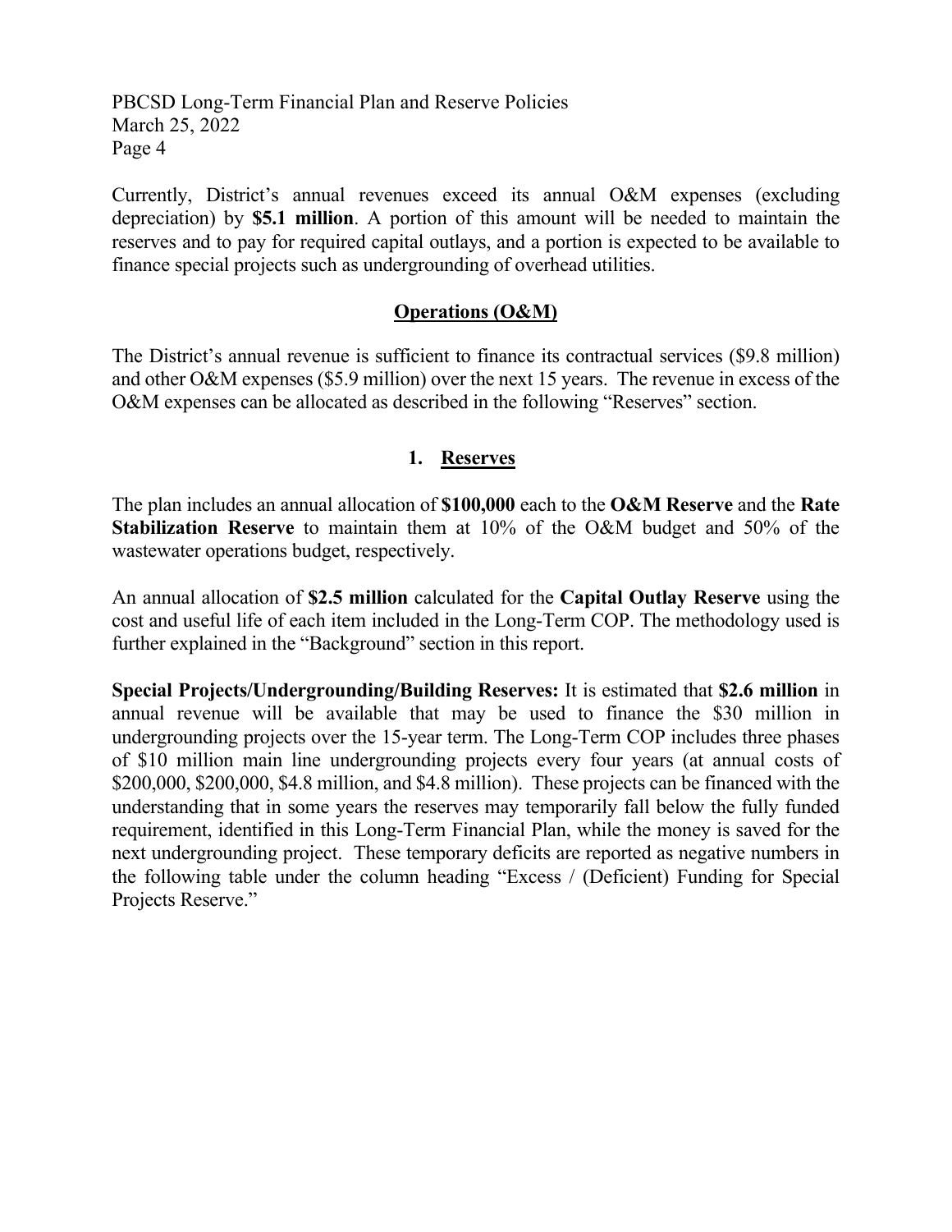Currently, District's annual revenues exceed its annual O&M expenses (excluding depreciation) by **$5.1 million**. A portion of this amount will be needed to maintain the reserves and to pay for required capital outlays, and a portion is expected to be available to finance special projects such as undergrounding of overhead utilities.

## Operations (O&M)

The District's annual revenue is sufficient to finance its contractual services ($9.8 million) and other O&M expenses ($5.9 million) over the next 15 years. The revenue in excess of the O&M expenses can be allocated as described in the following "Reserves" section.

### 1. Reserves

The plan includes an annual allocation of **$100,000** each to the **O&M Reserve** and the **Rate Stabilization Reserve** to maintain them at 10% of the O&M budget and 50% of the wastewater operations budget, respectively.

An annual allocation of **$2.5 million** calculated for the **Capital Outlay Reserve** using the cost and useful life of each item included in the Long-Term COP. The methodology used is further explained in the "Background" section in this report.

**Special Projects/Undergrounding/Building Reserves:** It is estimated that **$2.6 million** in annual revenue will be available that may be used to finance the $30 million in undergrounding projects over the 15-year term. The Long-Term COP includes three phases of $10 million main line undergrounding projects every four years (at annual costs of $200,000, $200,000, $4.8 million, and $4.8 million). These projects can be financed with the understanding that in some years the reserves may temporarily fall below the fully funded requirement, identified in this Long-Term Financial Plan, while the money is saved for the next undergrounding project. These temporary deficits are reported as negative numbers in the following table under the column heading "Excess / (Deficient) Funding for Special Projects Reserve."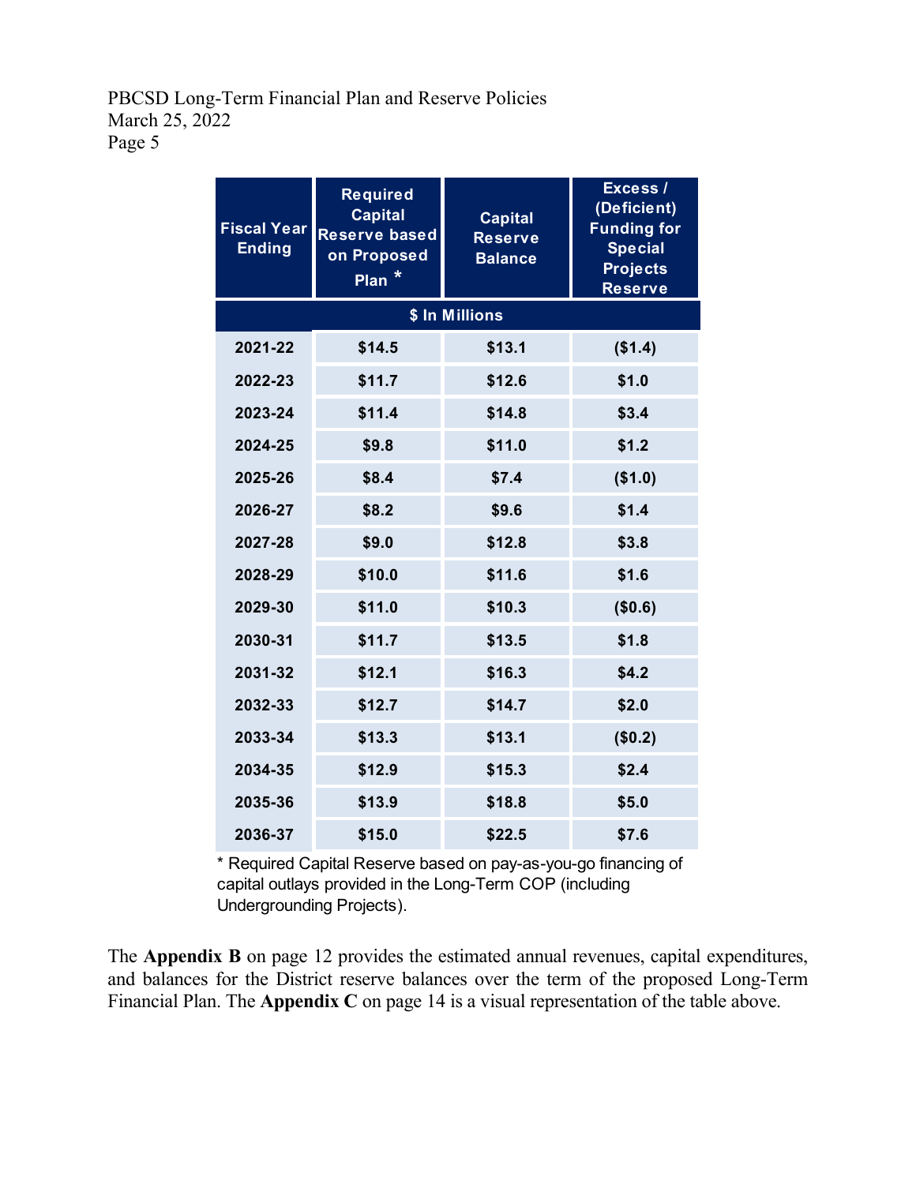| Fiscal Year Ending | Required Capital Reserve based on Proposed Plan * | Capital Reserve Balance | Excess / (Deficient) Funding for Special Projects Reserve |
|---|---|---|---|
| $ In Millions | | | |
| 2021-22 | $14.5 | $13.1 | ($1.4) |
| 2022-23 | $11.7 | $12.6 | $1.0 |
| 2023-24 | $11.4 | $14.8 | $3.4 |
| 2024-25 | $9.8 | $11.0 | $1.2 |
| 2025-26 | $8.4 | $7.4 | ($1.0) |
| 2026-27 | $8.2 | $9.6 | $1.4 |
| 2027-28 | $9.0 | $12.8 | $3.8 |
| 2028-29 | $10.0 | $11.6 | $1.6 |
| 2029-30 | $11.0 | $10.3 | ($0.6) |
| 2030-31 | $11.7 | $13.5 | $1.8 |
| 2031-32 | $12.1 | $16.3 | $4.2 |
| 2032-33 | $12.7 | $14.7 | $2.0 |
| 2033-34 | $13.3 | $13.1 | ($0.2) |
| 2034-35 | $12.9 | $15.3 | $2.4 |
| 2035-36 | $13.9 | $18.8 | $5.0 |
| 2036-37 | $15.0 | $22.5 | $7.6 |

* Required Capital Reserve based on pay-as-you-go financing of capital outlays provided in the Long-Term COP (including Undergrounding Projects).

The **Appendix B** on page 12 provides the estimated annual revenues, capital expenditures, and balances for the District reserve balances over the term of the proposed Long-Term Financial Plan. The **Appendix C** on page 14 is a visual representation of the table above.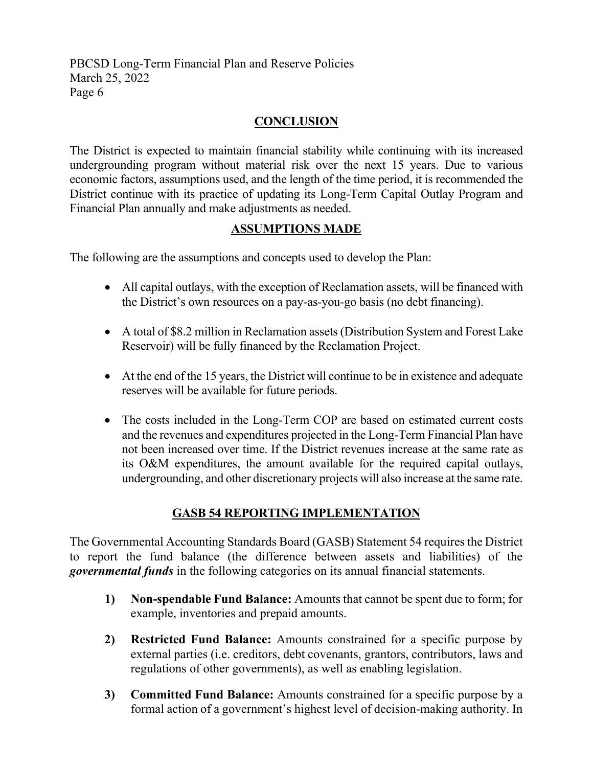## CONCLUSION

The District is expected to maintain financial stability while continuing with its increased undergrounding program without material risk over the next 15 years. Due to various economic factors, assumptions used, and the length of the time period, it is recommended the District continue with its practice of updating its Long-Term Capital Outlay Program and Financial Plan annually and make adjustments as needed.

## ASSUMPTIONS MADE

The following are the assumptions and concepts used to develop the Plan:

- All capital outlays, with the exception of Reclamation assets, will be financed with the District's own resources on a pay-as-you-go basis (no debt financing).
- A total of $8.2 million in Reclamation assets (Distribution System and Forest Lake Reservoir) will be fully financed by the Reclamation Project.
- At the end of the 15 years, the District will continue to be in existence and adequate reserves will be available for future periods.
- The costs included in the Long-Term COP are based on estimated current costs and the revenues and expenditures projected in the Long-Term Financial Plan have not been increased over time. If the District revenues increase at the same rate as its O&M expenditures, the amount available for the required capital outlays, undergrounding, and other discretionary projects will also increase at the same rate.

## GASB 54 REPORTING IMPLEMENTATION

The Governmental Accounting Standards Board (GASB) Statement 54 requires the District to report the fund balance (the difference between assets and liabilities) of the ***governmental funds*** in the following categories on its annual financial statements.

1) **Non-spendable Fund Balance:** Amounts that cannot be spent due to form; for example, inventories and prepaid amounts.

2) **Restricted Fund Balance:** Amounts constrained for a specific purpose by external parties (i.e. creditors, debt covenants, grantors, contributors, laws and regulations of other governments), as well as enabling legislation.

3) **Committed Fund Balance:** Amounts constrained for a specific purpose by a formal action of a government's highest level of decision-making authority. In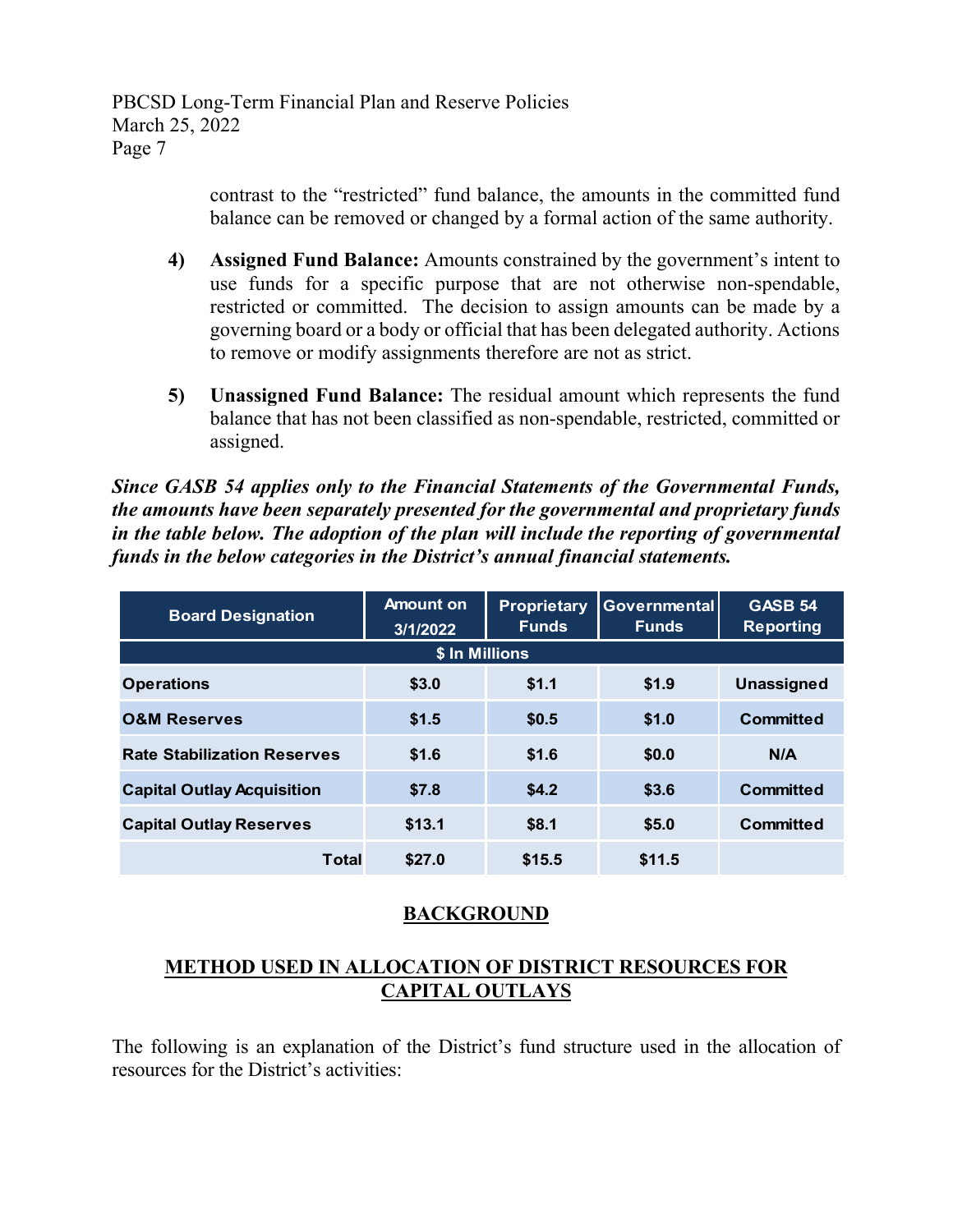contrast to the "restricted" fund balance, the amounts in the committed fund balance can be removed or changed by a formal action of the same authority.

4) **Assigned Fund Balance:** Amounts constrained by the government's intent to use funds for a specific purpose that are not otherwise non-spendable, restricted or committed. The decision to assign amounts can be made by a governing board or a body or official that has been delegated authority. Actions to remove or modify assignments therefore are not as strict.

5) **Unassigned Fund Balance:** The residual amount which represents the fund balance that has not been classified as non-spendable, restricted, committed or assigned.

***Since GASB 54 applies only to the Financial Statements of the Governmental Funds, the amounts have been separately presented for the governmental and proprietary funds in the table below. The adoption of the plan will include the reporting of governmental funds in the below categories in the District's annual financial statements.***

| Board Designation | Amount on 3/1/2022 | Proprietary Funds | Governmental Funds | GASB 54 Reporting |
|---|---|---|---|---|
| $ In Millions | | | | |
| Operations | $3.0 | $1.1 | $1.9 | Unassigned |
| O&M Reserves | $1.5 | $0.5 | $1.0 | Committed |
| Rate Stabilization Reserves | $1.6 | $1.6 | $0.0 | N/A |
| Capital Outlay Acquisition | $7.8 | $4.2 | $3.6 | Committed |
| Capital Outlay Reserves | $13.1 | $8.1 | $5.0 | Committed |
| Total | $27.0 | $15.5 | $11.5 | |

## BACKGROUND

## METHOD USED IN ALLOCATION OF DISTRICT RESOURCES FOR CAPITAL OUTLAYS

The following is an explanation of the District's fund structure used in the allocation of resources for the District's activities: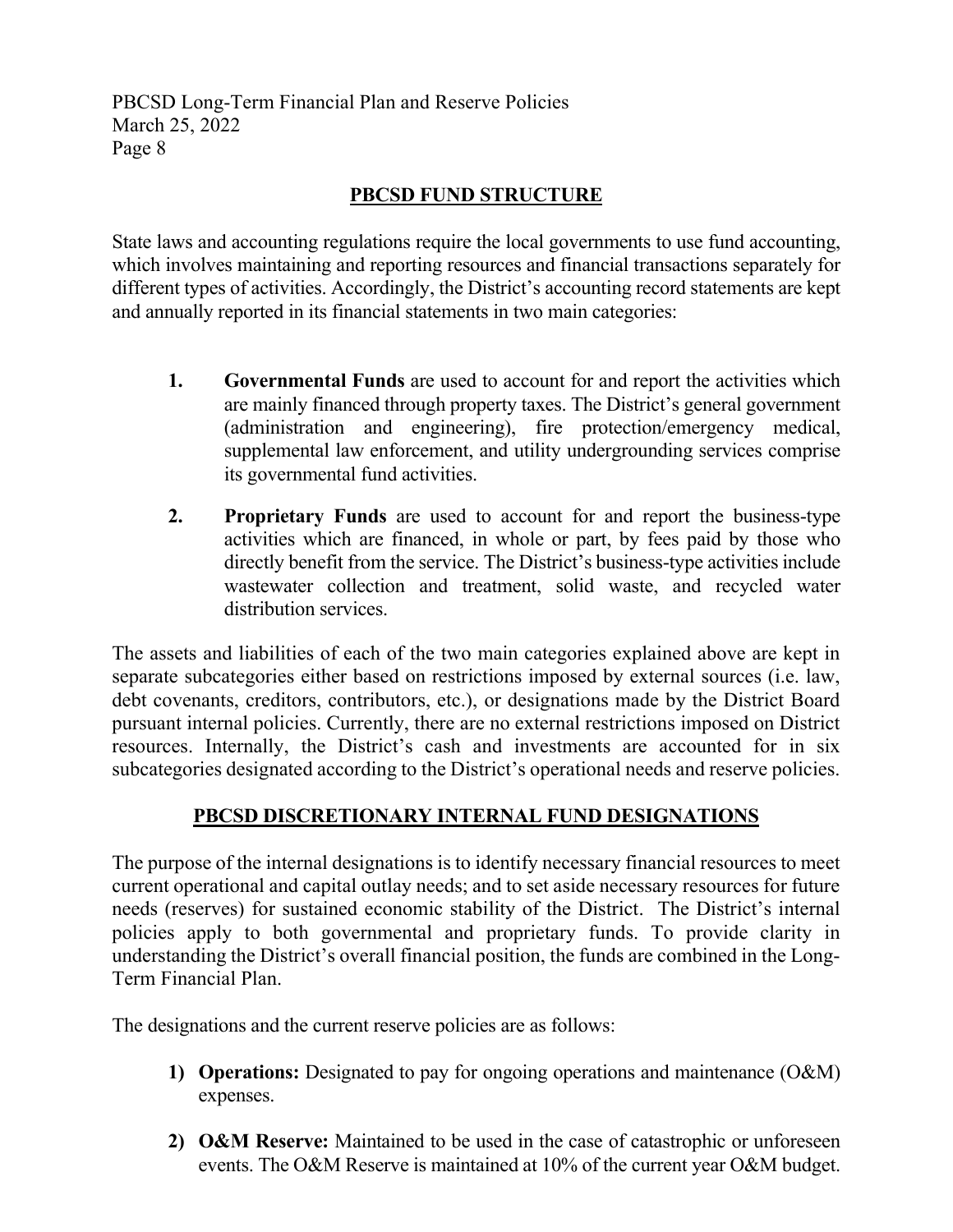## PBCSD FUND STRUCTURE

State laws and accounting regulations require the local governments to use fund accounting, which involves maintaining and reporting resources and financial transactions separately for different types of activities. Accordingly, the District's accounting record statements are kept and annually reported in its financial statements in two main categories:

1. **Governmental Funds** are used to account for and report the activities which are mainly financed through property taxes. The District's general government (administration and engineering), fire protection/emergency medical, supplemental law enforcement, and utility undergrounding services comprise its governmental fund activities.

2. **Proprietary Funds** are used to account for and report the business-type activities which are financed, in whole or part, by fees paid by those who directly benefit from the service. The District's business-type activities include wastewater collection and treatment, solid waste, and recycled water distribution services.

The assets and liabilities of each of the two main categories explained above are kept in separate subcategories either based on restrictions imposed by external sources (i.e. law, debt covenants, creditors, contributors, etc.), or designations made by the District Board pursuant internal policies. Currently, there are no external restrictions imposed on District resources. Internally, the District's cash and investments are accounted for in six subcategories designated according to the District's operational needs and reserve policies.

## PBCSD DISCRETIONARY INTERNAL FUND DESIGNATIONS

The purpose of the internal designations is to identify necessary financial resources to meet current operational and capital outlay needs; and to set aside necessary resources for future needs (reserves) for sustained economic stability of the District. The District's internal policies apply to both governmental and proprietary funds. To provide clarity in understanding the District's overall financial position, the funds are combined in the Long-Term Financial Plan.

The designations and the current reserve policies are as follows:

1) **Operations:** Designated to pay for ongoing operations and maintenance (O&M) expenses.

2) **O&M Reserve:** Maintained to be used in the case of catastrophic or unforeseen events. The O&M Reserve is maintained at 10% of the current year O&M budget.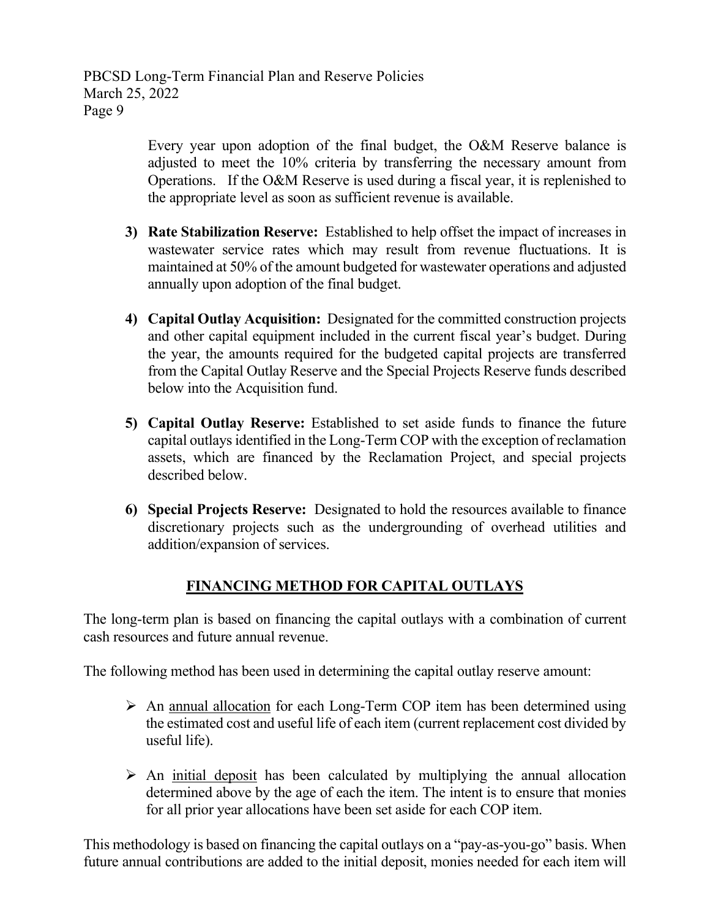Every year upon adoption of the final budget, the O&M Reserve balance is adjusted to meet the 10% criteria by transferring the necessary amount from Operations. If the O&M Reserve is used during a fiscal year, it is replenished to the appropriate level as soon as sufficient revenue is available.

3) **Rate Stabilization Reserve:** Established to help offset the impact of increases in wastewater service rates which may result from revenue fluctuations. It is maintained at 50% of the amount budgeted for wastewater operations and adjusted annually upon adoption of the final budget.

4) **Capital Outlay Acquisition:** Designated for the committed construction projects and other capital equipment included in the current fiscal year's budget. During the year, the amounts required for the budgeted capital projects are transferred from the Capital Outlay Reserve and the Special Projects Reserve funds described below into the Acquisition fund.

5) **Capital Outlay Reserve:** Established to set aside funds to finance the future capital outlays identified in the Long-Term COP with the exception of reclamation assets, which are financed by the Reclamation Project, and special projects described below.

6) **Special Projects Reserve:** Designated to hold the resources available to finance discretionary projects such as the undergrounding of overhead utilities and addition/expansion of services.

## FINANCING METHOD FOR CAPITAL OUTLAYS

The long-term plan is based on financing the capital outlays with a combination of current cash resources and future annual revenue.

The following method has been used in determining the capital outlay reserve amount:

- An annual allocation for each Long-Term COP item has been determined using the estimated cost and useful life of each item (current replacement cost divided by useful life).
- An initial deposit has been calculated by multiplying the annual allocation determined above by the age of each the item. The intent is to ensure that monies for all prior year allocations have been set aside for each COP item.

This methodology is based on financing the capital outlays on a "pay-as-you-go" basis. When future annual contributions are added to the initial deposit, monies needed for each item will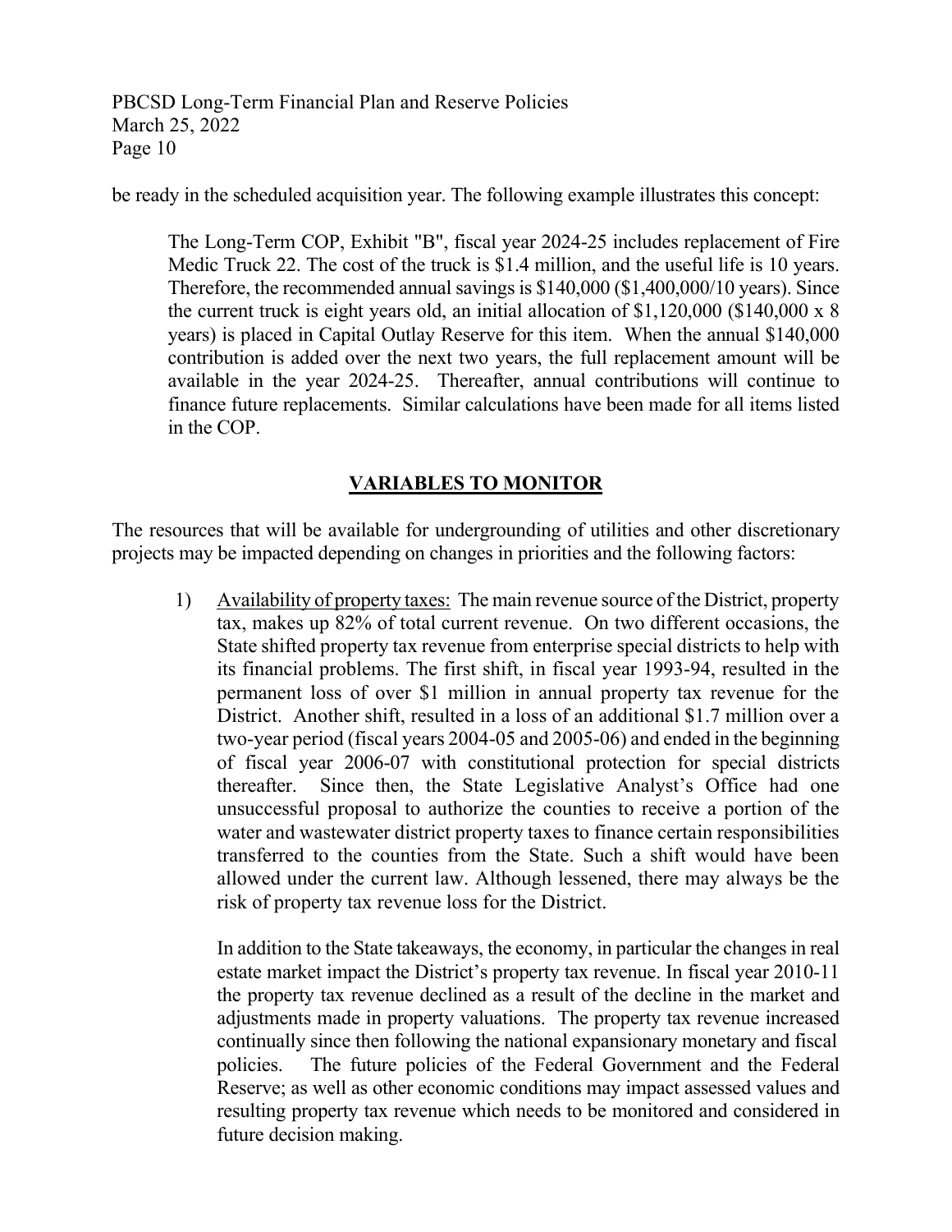be ready in the scheduled acquisition year. The following example illustrates this concept:

> The Long-Term COP, Exhibit "B", fiscal year 2024-25 includes replacement of Fire Medic Truck 22. The cost of the truck is $1.4 million, and the useful life is 10 years. Therefore, the recommended annual savings is $140,000 ($1,400,000/10 years). Since the current truck is eight years old, an initial allocation of $1,120,000 ($140,000 x 8 years) is placed in Capital Outlay Reserve for this item. When the annual $140,000 contribution is added over the next two years, the full replacement amount will be available in the year 2024-25. Thereafter, annual contributions will continue to finance future replacements. Similar calculations have been made for all items listed in the COP.

## VARIABLES TO MONITOR

The resources that will be available for undergrounding of utilities and other discretionary projects may be impacted depending on changes in priorities and the following factors:

1) Availability of property taxes: The main revenue source of the District, property tax, makes up 82% of total current revenue. On two different occasions, the State shifted property tax revenue from enterprise special districts to help with its financial problems. The first shift, in fiscal year 1993-94, resulted in the permanent loss of over $1 million in annual property tax revenue for the District. Another shift, resulted in a loss of an additional $1.7 million over a two-year period (fiscal years 2004-05 and 2005-06) and ended in the beginning of fiscal year 2006-07 with constitutional protection for special districts thereafter. Since then, the State Legislative Analyst's Office had one unsuccessful proposal to authorize the counties to receive a portion of the water and wastewater district property taxes to finance certain responsibilities transferred to the counties from the State. Such a shift would have been allowed under the current law. Although lessened, there may always be the risk of property tax revenue loss for the District.

   In addition to the State takeaways, the economy, in particular the changes in real estate market impact the District's property tax revenue. In fiscal year 2010-11 the property tax revenue declined as a result of the decline in the market and adjustments made in property valuations. The property tax revenue increased continually since then following the national expansionary monetary and fiscal policies. The future policies of the Federal Government and the Federal Reserve; as well as other economic conditions may impact assessed values and resulting property tax revenue which needs to be monitored and considered in future decision making.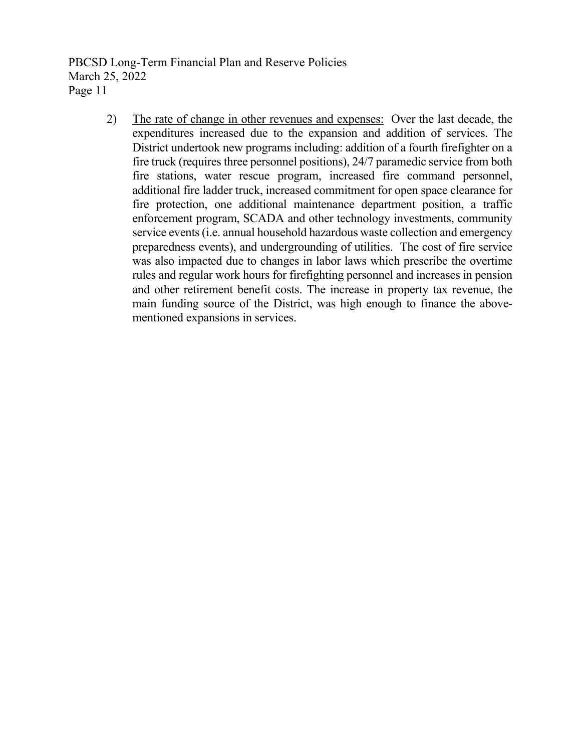2) <u>The rate of change in other revenues and expenses:</u> Over the last decade, the expenditures increased due to the expansion and addition of services. The District undertook new programs including: addition of a fourth firefighter on a fire truck (requires three personnel positions), 24/7 paramedic service from both fire stations, water rescue program, increased fire command personnel, additional fire ladder truck, increased commitment for open space clearance for fire protection, one additional maintenance department position, a traffic enforcement program, SCADA and other technology investments, community service events (i.e. annual household hazardous waste collection and emergency preparedness events), and undergrounding of utilities. The cost of fire service was also impacted due to changes in labor laws which prescribe the overtime rules and regular work hours for firefighting personnel and increases in pension and other retirement benefit costs. The increase in property tax revenue, the main funding source of the District, was high enough to finance the above-mentioned expansions in services.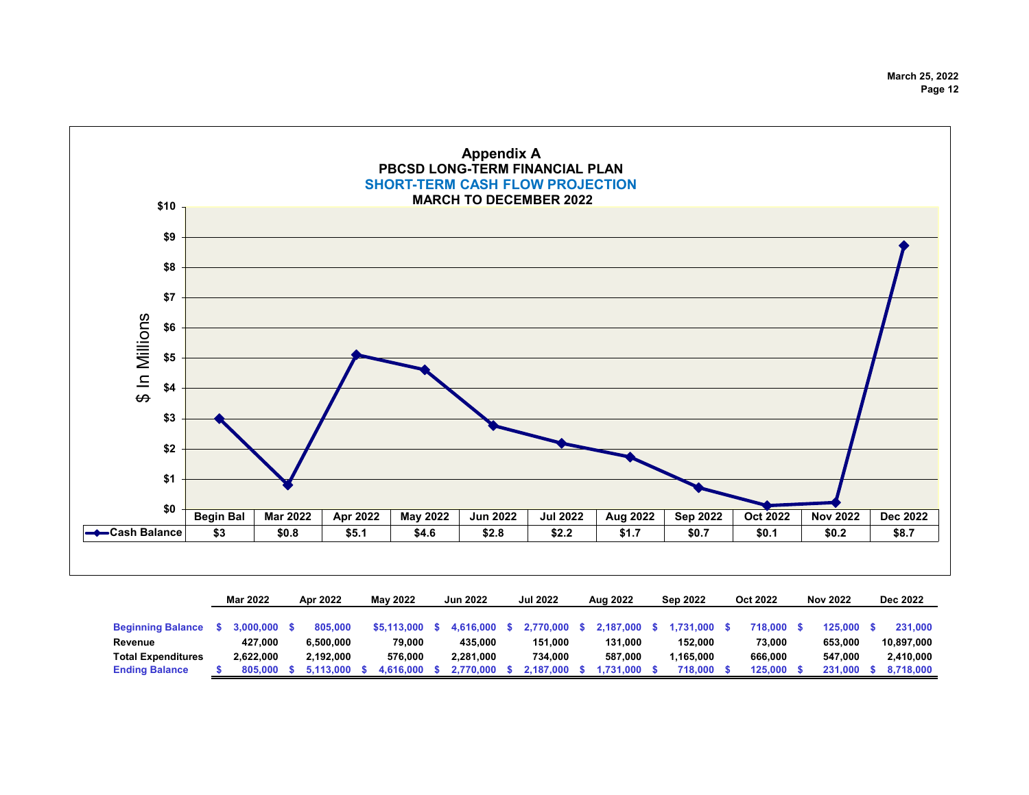# Appendix A

## PBCSD LONG-TERM FINANCIAL PLAN

### SHORT-TERM CASH FLOW PROJECTION

### MARCH TO DECEMBER 2022

| | Begin Bal | Mar 2022 | Apr 2022 | May 2022 | Jun 2022 | Jul 2022 | Aug 2022 | Sep 2022 | Oct 2022 | Nov 2022 | Dec 2022 |
|---|---|---|---|---|---|---|---|---|---|---|---|
| Cash Balance | $3 | $0.8 | $5.1 | $4.6 | $2.8 | $2.2 | $1.7 | $0.7 | $0.1 | $0.2 | $8.7 |

$ In Millions

| | Mar 2022 | Apr 2022 | May 2022 | Jun 2022 | Jul 2022 | Aug 2022 | Sep 2022 | Oct 2022 | Nov 2022 | Dec 2022 |
|---|---|---|---|---|---|---|---|---|---|---|
| **Beginning Balance** | $ 3,000,000 | $ 805,000 | $5,113,000 | $ 4,616,000 | $ 2,770,000 | $ 2,187,000 | $ 1,731,000 | $ 718,000 | $ 125,000 | $ 231,000 |
| **Revenue** | 427,000 | 6,500,000 | 79,000 | 435,000 | 151,000 | 131,000 | 152,000 | 73,000 | 653,000 | 10,897,000 |
| **Total Expenditures** | 2,622,000 | 2,192,000 | 576,000 | 2,281,000 | 734,000 | 587,000 | 1,165,000 | 666,000 | 547,000 | 2,410,000 |
| **Ending Balance** | $ 805,000 | $ 5,113,000 | $ 4,616,000 | $ 2,770,000 | $ 2,187,000 | $ 1,731,000 | $ 718,000 | $ 125,000 | $ 231,000 | $ 8,718,000 |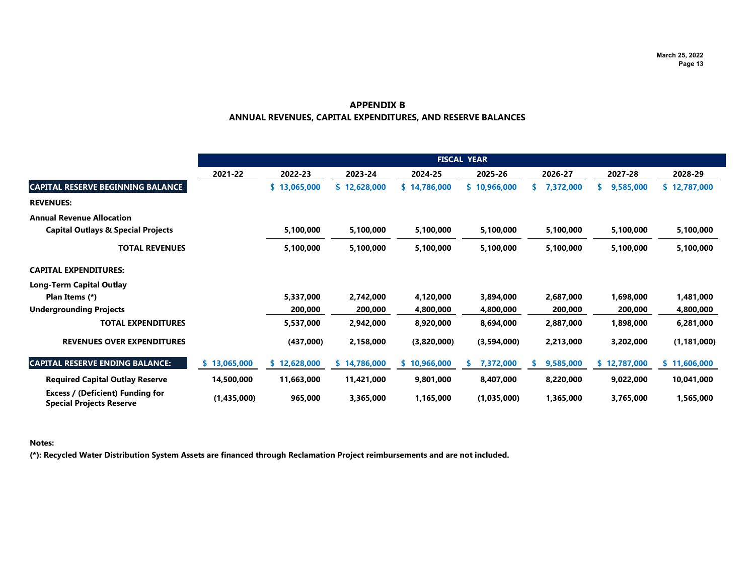## APPENDIX B
## ANNUAL REVENUES, CAPITAL EXPENDITURES, AND RESERVE BALANCES

| | FISCAL YEAR | | | | | | | |
|---|---|---|---|---|---|---|---|---|
| | **2021-22** | **2022-23** | **2023-24** | **2024-25** | **2025-26** | **2026-27** | **2027-28** | **2028-29** |
| **CAPITAL RESERVE BEGINNING BALANCE** | | **$ 13,065,000** | **$ 12,628,000** | **$ 14,786,000** | **$ 10,966,000** | **$ 7,372,000** | **$ 9,585,000** | **$ 12,787,000** |
| **REVENUES:** | | | | | | | | |
| **Annual Revenue Allocation** | | | | | | | | |
| **Capital Outlays & Special Projects** | | **5,100,000** | **5,100,000** | **5,100,000** | **5,100,000** | **5,100,000** | **5,100,000** | **5,100,000** |
| **TOTAL REVENUES** | | **5,100,000** | **5,100,000** | **5,100,000** | **5,100,000** | **5,100,000** | **5,100,000** | **5,100,000** |
| **CAPITAL EXPENDITURES:** | | | | | | | | |
| **Long-Term Capital Outlay** | | | | | | | | |
| **Plan Items (*)** | | **5,337,000** | **2,742,000** | **4,120,000** | **3,894,000** | **2,687,000** | **1,698,000** | **1,481,000** |
| **Undergrounding Projects** | | **200,000** | **200,000** | **4,800,000** | **4,800,000** | **200,000** | **200,000** | **4,800,000** |
| **TOTAL EXPENDITURES** | | **5,537,000** | **2,942,000** | **8,920,000** | **8,694,000** | **2,887,000** | **1,898,000** | **6,281,000** |
| **REVENUES OVER EXPENDITURES** | | **(437,000)** | **2,158,000** | **(3,820,000)** | **(3,594,000)** | **2,213,000** | **3,202,000** | **(1,181,000)** |
| **CAPITAL RESERVE ENDING BALANCE:** | **$ 13,065,000** | **$ 12,628,000** | **$ 14,786,000** | **$ 10,966,000** | **$ 7,372,000** | **$ 9,585,000** | **$ 12,787,000** | **$ 11,606,000** |
| **Required Capital Outlay Reserve** | **14,500,000** | **11,663,000** | **11,421,000** | **9,801,000** | **8,407,000** | **8,220,000** | **9,022,000** | **10,041,000** |
| **Excess / (Deficient) Funding for Special Projects Reserve** | **(1,435,000)** | **965,000** | **3,365,000** | **1,165,000** | **(1,035,000)** | **1,365,000** | **3,765,000** | **1,565,000** |

**Notes:**

**(*): Recycled Water Distribution System Assets are financed through Reclamation Project reimbursements and are not included.**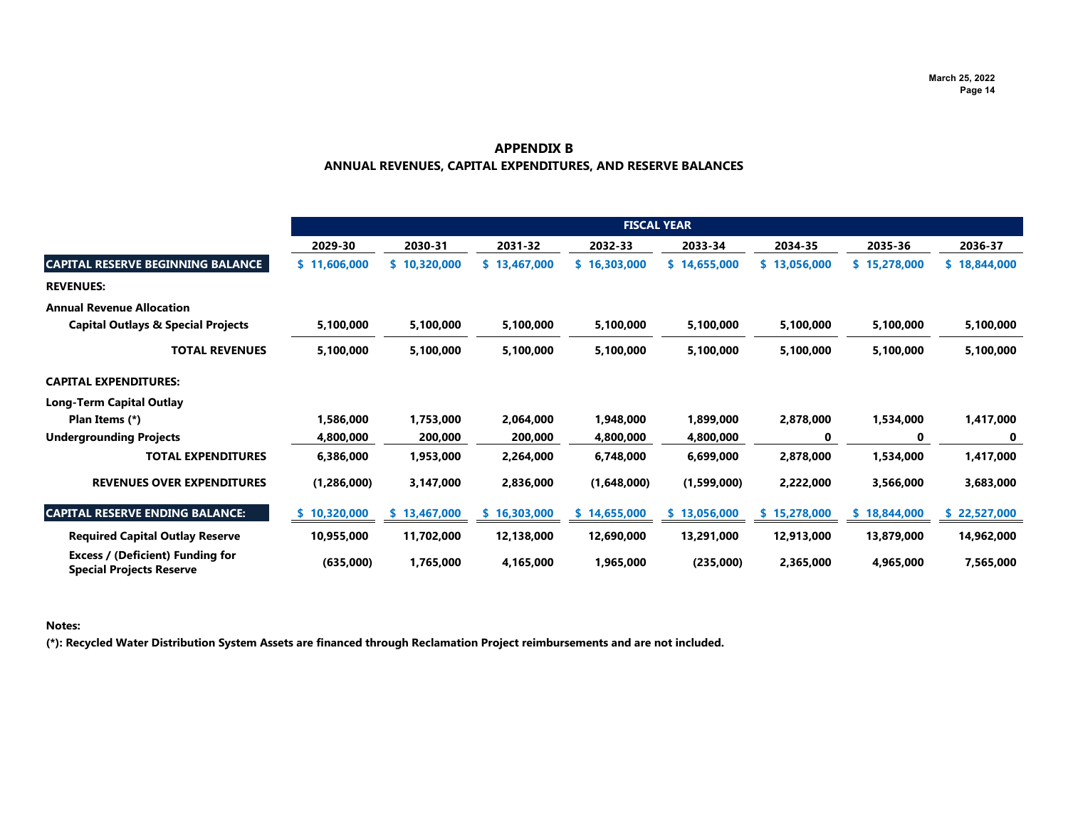# APPENDIX B

## ANNUAL REVENUES, CAPITAL EXPENDITURES, AND RESERVE BALANCES

| | FISCAL YEAR | | | | | | | |
|---|---|---|---|---|---|---|---|---|
| | **2029-30** | **2030-31** | **2031-32** | **2032-33** | **2033-34** | **2034-35** | **2035-36** | **2036-37** |
| **CAPITAL RESERVE BEGINNING BALANCE** | **$ 11,606,000** | **$ 10,320,000** | **$ 13,467,000** | **$ 16,303,000** | **$ 14,655,000** | **$ 13,056,000** | **$ 15,278,000** | **$ 18,844,000** |
| **REVENUES:** | | | | | | | | |
| **Annual Revenue Allocation** | | | | | | | | |
| **Capital Outlays & Special Projects** | 5,100,000 | 5,100,000 | 5,100,000 | 5,100,000 | 5,100,000 | 5,100,000 | 5,100,000 | 5,100,000 |
| **TOTAL REVENUES** | 5,100,000 | 5,100,000 | 5,100,000 | 5,100,000 | 5,100,000 | 5,100,000 | 5,100,000 | 5,100,000 |
| **CAPITAL EXPENDITURES:** | | | | | | | | |
| **Long-Term Capital Outlay** | | | | | | | | |
| **Plan Items (*)** | 1,586,000 | 1,753,000 | 2,064,000 | 1,948,000 | 1,899,000 | 2,878,000 | 1,534,000 | 1,417,000 |
| **Undergrounding Projects** | 4,800,000 | 200,000 | 200,000 | 4,800,000 | 4,800,000 | 0 | 0 | 0 |
| **TOTAL EXPENDITURES** | 6,386,000 | 1,953,000 | 2,264,000 | 6,748,000 | 6,699,000 | 2,878,000 | 1,534,000 | 1,417,000 |
| **REVENUES OVER EXPENDITURES** | (1,286,000) | 3,147,000 | 2,836,000 | (1,648,000) | (1,599,000) | 2,222,000 | 3,566,000 | 3,683,000 |
| **CAPITAL RESERVE ENDING BALANCE:** | **$ 10,320,000** | **$ 13,467,000** | **$ 16,303,000** | **$ 14,655,000** | **$ 13,056,000** | **$ 15,278,000** | **$ 18,844,000** | **$ 22,527,000** |
| **Required Capital Outlay Reserve** | 10,955,000 | 11,702,000 | 12,138,000 | 12,690,000 | 13,291,000 | 12,913,000 | 13,879,000 | 14,962,000 |
| **Excess / (Deficient) Funding for Special Projects Reserve** | (635,000) | 1,765,000 | 4,165,000 | 1,965,000 | (235,000) | 2,365,000 | 4,965,000 | 7,565,000 |

**Notes:**

**(*): Recycled Water Distribution System Assets are financed through Reclamation Project reimbursements and are not included.**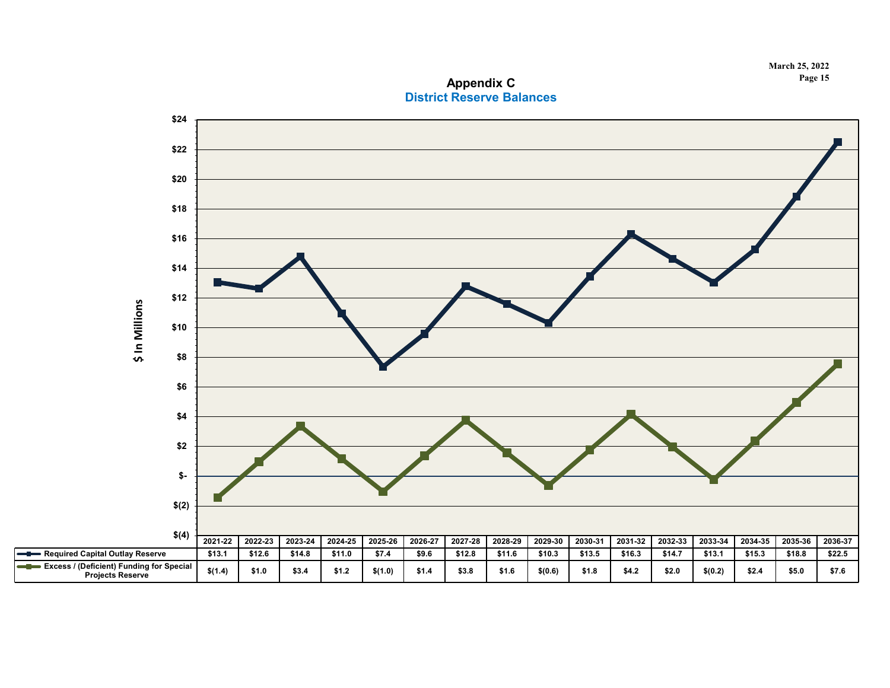# Appendix C

## District Reserve Balances

$ In Millions

$24
$22
$20
$18
$16
$14
$12
$10
$8
$6
$4
$2
$-
$(2)
$(4)

| | 2021-22 | 2022-23 | 2023-24 | 2024-25 | 2025-26 | 2026-27 | 2027-28 | 2028-29 | 2029-30 | 2030-31 | 2031-32 | 2032-33 | 2033-34 | 2034-35 | 2035-36 | 2036-37 |
|---|---|---|---|---|---|---|---|---|---|---|---|---|---|---|---|---|
| Required Capital Outlay Reserve | $13.1 | $12.6 | $14.8 | $11.0 | $7.4 | $9.6 | $12.8 | $11.6 | $10.3 | $13.5 | $16.3 | $14.7 | $13.1 | $15.3 | $18.8 | $22.5 |
| Excess / (Deficient) Funding for Special Projects Reserve | $(1.4) | $1.0 | $3.4 | $1.2 | $(1.0) | $1.4 | $3.8 | $1.6 | $(0.6) | $1.8 | $4.2 | $2.0 | $(0.2) | $2.4 | $5.0 | $7.6 |